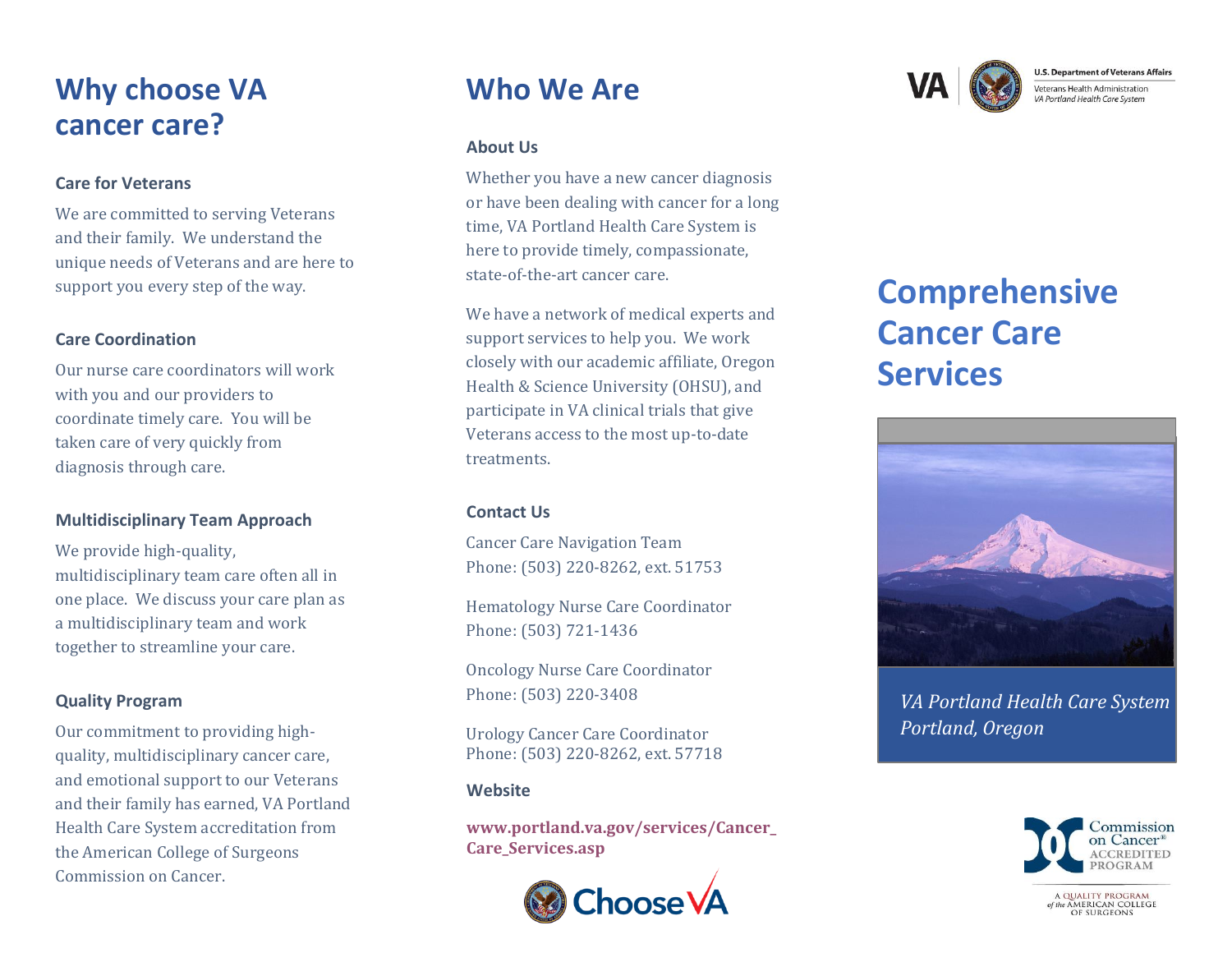# Why choose VA cancer care?

### Care for Veterans

We are committed to serving Veterans and their family. We understand the unique needs of Veterans and are here to support you every step of the way.

### Care Coordination

Our nurse care coordinators will work with you and our providers to coordinate timely care. You will be taken care of very quickly from diagnosis through care.

### Multidisciplinary Team Approach

We provide high-quality, multidisciplinary team care often all in one place. We discuss your care plan as a multidisciplinary team and work together to streamline your care.

### Quality Program

Our commitment to providing high-quality, multidisciplinary cancer care, and emotional support to our Veterans and their family has earned, VA Portland Health Care System accreditation from the American College of Surgeons Commission on Cancer.

# Who We Are

### About Us

Whether you have a new cancer diagnosis or have been dealing with cancer for a long time, VA Portland Health Care System is here to provide timely, compassionate, state-of-the-art cancer care.

We have a network of medical experts and support services to help you. We work closely with our academic affiliate, Oregon Health & Science University (OHSU), and participate in VA clinical trials that give Veterans access to the most up-to-date treatments.

### Contact Us

Cancer Care Navigation Team
Phone: (503) 220-8262, ext. 51753

Hematology Nurse Care Coordinator
Phone: (503) 721-1436

Oncology Nurse Care Coordinator
Phone: (503) 220-3408

Urology Cancer Care Coordinator
Phone: (503) 220-8262, ext. 57718

### Website

**www.portland.va.gov/services/Cancer_Care_Services.asp**

Choose VA

VA | U.S. Department of Veterans Affairs
Veterans Health Administration
*VA Portland Health Care System*

# Comprehensive Cancer Care Services

*VA Portland Health Care System*
*Portland, Oregon*

Commission on Cancer® ACCREDITED PROGRAM

A QUALITY PROGRAM of the AMERICAN COLLEGE OF SURGEONS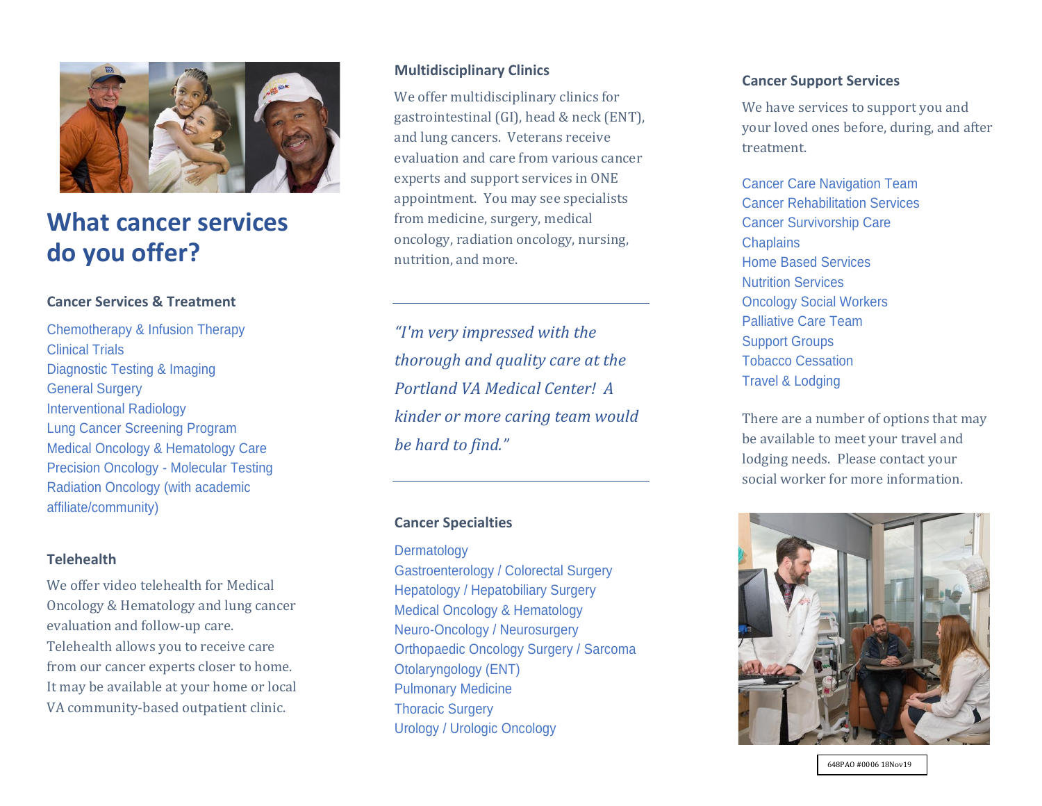# What cancer services do you offer?

### Cancer Services & Treatment

Chemotherapy & Infusion Therapy
Clinical Trials
Diagnostic Testing & Imaging
General Surgery
Interventional Radiology
Lung Cancer Screening Program
Medical Oncology & Hematology Care
Precision Oncology - Molecular Testing
Radiation Oncology (with academic affiliate/community)

### Telehealth

We offer video telehealth for Medical Oncology & Hematology and lung cancer evaluation and follow-up care. Telehealth allows you to receive care from our cancer experts closer to home. It may be available at your home or local VA community-based outpatient clinic.

### Multidisciplinary Clinics

We offer multidisciplinary clinics for gastrointestinal (GI), head & neck (ENT), and lung cancers. Veterans receive evaluation and care from various cancer experts and support services in ONE appointment. You may see specialists from medicine, surgery, medical oncology, radiation oncology, nursing, nutrition, and more.

---

*"I'm very impressed with the thorough and quality care at the Portland VA Medical Center! A kinder or more caring team would be hard to find."*

---

### Cancer Specialties

Dermatology
Gastroenterology / Colorectal Surgery
Hepatology / Hepatobiliary Surgery
Medical Oncology & Hematology
Neuro-Oncology / Neurosurgery
Orthopaedic Oncology Surgery / Sarcoma
Otolaryngology (ENT)
Pulmonary Medicine
Thoracic Surgery
Urology / Urologic Oncology

### Cancer Support Services

We have services to support you and your loved ones before, during, and after treatment.

Cancer Care Navigation Team
Cancer Rehabilitation Services
Cancer Survivorship Care
Chaplains
Home Based Services
Nutrition Services
Oncology Social Workers
Palliative Care Team
Support Groups
Tobacco Cessation
Travel & Lodging

There are a number of options that may be available to meet your travel and lodging needs. Please contact your social worker for more information.

648PAO #0006 18Nov19